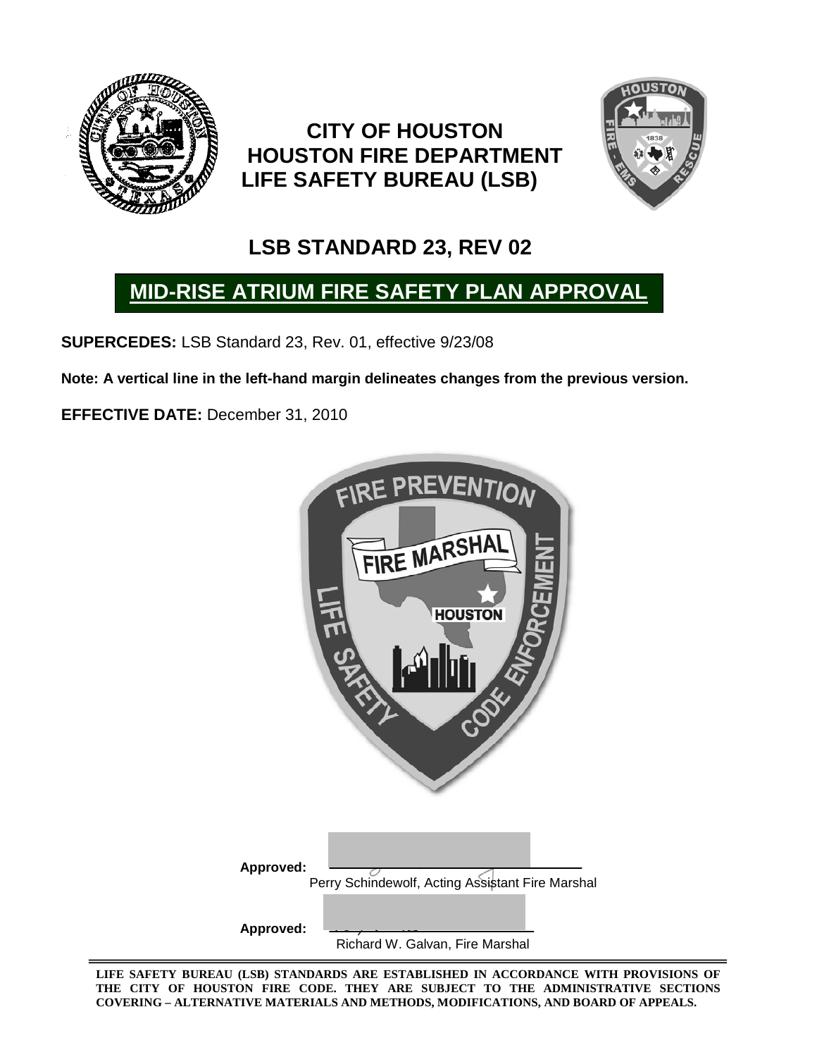# CITY OF HOUSTON
# HOUSTON FIRE DEPARTMENT
# LIFE SAFETY BUREAU (LSB)

## LSB STANDARD 23, REV 02

## MID-RISE ATRIUM FIRE SAFETY PLAN APPROVAL

**SUPERCEDES:** LSB Standard 23, Rev. 01, effective 9/23/08

**Note: A vertical line in the left-hand margin delineates changes from the previous version.**

**EFFECTIVE DATE:** December 31, 2010

**Approved:** ______________________________
Perry Schindewolf, Acting Assistant Fire Marshal

**Approved:** ______________________________
Richard W. Galvan, Fire Marshal

**LIFE SAFETY BUREAU (LSB) STANDARDS ARE ESTABLISHED IN ACCORDANCE WITH PROVISIONS OF THE CITY OF HOUSTON FIRE CODE. THEY ARE SUBJECT TO THE ADMINISTRATIVE SECTIONS COVERING – ALTERNATIVE MATERIALS AND METHODS, MODIFICATIONS, AND BOARD OF APPEALS.**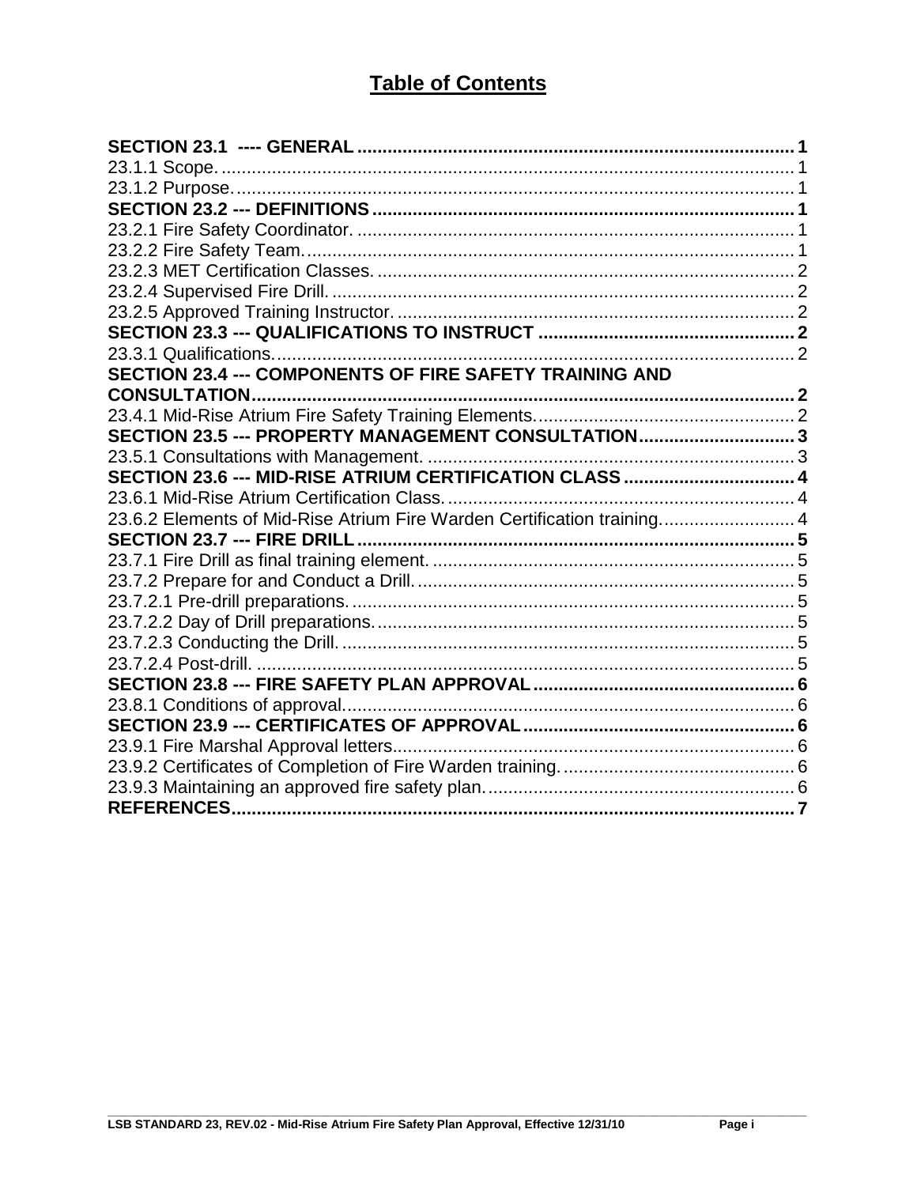# Table of Contents

**SECTION 23.1 ---- GENERAL** ..... **1**
23.1.1 Scope. ..... 1
23.1.2 Purpose. ..... 1
**SECTION 23.2 --- DEFINITIONS** ..... **1**
23.2.1 Fire Safety Coordinator. ..... 1
23.2.2 Fire Safety Team. ..... 1
23.2.3 MET Certification Classes. ..... 2
23.2.4 Supervised Fire Drill. ..... 2
23.2.5 Approved Training Instructor. ..... 2
**SECTION 23.3 --- QUALIFICATIONS TO INSTRUCT** ..... **2**
23.3.1 Qualifications. ..... 2
**SECTION 23.4 --- COMPONENTS OF FIRE SAFETY TRAINING AND CONSULTATION** ..... **2**
23.4.1 Mid-Rise Atrium Fire Safety Training Elements. ..... 2
**SECTION 23.5 --- PROPERTY MANAGEMENT CONSULTATION** ..... **3**
23.5.1 Consultations with Management. ..... 3
**SECTION 23.6 --- MID-RISE ATRIUM CERTIFICATION CLASS** ..... **4**
23.6.1 Mid-Rise Atrium Certification Class. ..... 4
23.6.2 Elements of Mid-Rise Atrium Fire Warden Certification training. ..... 4
**SECTION 23.7 --- FIRE DRILL** ..... **5**
23.7.1 Fire Drill as final training element. ..... 5
23.7.2 Prepare for and Conduct a Drill. ..... 5
23.7.2.1 Pre-drill preparations. ..... 5
23.7.2.2 Day of Drill preparations. ..... 5
23.7.2.3 Conducting the Drill. ..... 5
23.7.2.4 Post-drill. ..... 5
**SECTION 23.8 --- FIRE SAFETY PLAN APPROVAL** ..... **6**
23.8.1 Conditions of approval. ..... 6
**SECTION 23.9 --- CERTIFICATES OF APPROVAL** ..... **6**
23.9.1 Fire Marshal Approval letters. ..... 6
23.9.2 Certificates of Completion of Fire Warden training. ..... 6
23.9.3 Maintaining an approved fire safety plan. ..... 6
**REFERENCES** ..... **7**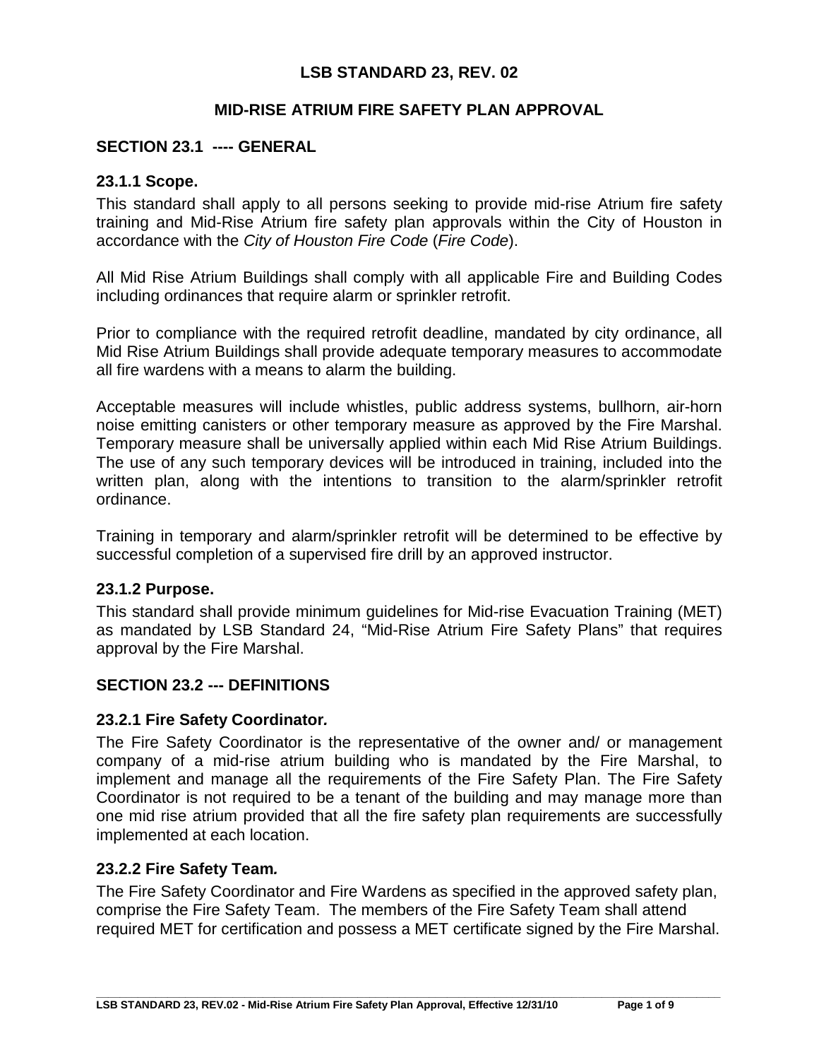# LSB STANDARD 23, REV. 02

## MID-RISE ATRIUM FIRE SAFETY PLAN APPROVAL

### SECTION 23.1 ---- GENERAL

#### 23.1.1 Scope.

This standard shall apply to all persons seeking to provide mid-rise Atrium fire safety training and Mid-Rise Atrium fire safety plan approvals within the City of Houston in accordance with the *City of Houston Fire Code* (*Fire Code*).

All Mid Rise Atrium Buildings shall comply with all applicable Fire and Building Codes including ordinances that require alarm or sprinkler retrofit.

Prior to compliance with the required retrofit deadline, mandated by city ordinance, all Mid Rise Atrium Buildings shall provide adequate temporary measures to accommodate all fire wardens with a means to alarm the building.

Acceptable measures will include whistles, public address systems, bullhorn, air-horn noise emitting canisters or other temporary measure as approved by the Fire Marshal. Temporary measure shall be universally applied within each Mid Rise Atrium Buildings. The use of any such temporary devices will be introduced in training, included into the written plan, along with the intentions to transition to the alarm/sprinkler retrofit ordinance.

Training in temporary and alarm/sprinkler retrofit will be determined to be effective by successful completion of a supervised fire drill by an approved instructor.

#### 23.1.2 Purpose.

This standard shall provide minimum guidelines for Mid-rise Evacuation Training (MET) as mandated by LSB Standard 24, "Mid-Rise Atrium Fire Safety Plans" that requires approval by the Fire Marshal.

### SECTION 23.2 --- DEFINITIONS

#### 23.2.1 Fire Safety Coordinator*.*

The Fire Safety Coordinator is the representative of the owner and/ or management company of a mid-rise atrium building who is mandated by the Fire Marshal, to implement and manage all the requirements of the Fire Safety Plan. The Fire Safety Coordinator is not required to be a tenant of the building and may manage more than one mid rise atrium provided that all the fire safety plan requirements are successfully implemented at each location.

#### 23.2.2 Fire Safety Team*.*

The Fire Safety Coordinator and Fire Wardens as specified in the approved safety plan, comprise the Fire Safety Team. The members of the Fire Safety Team shall attend required MET for certification and possess a MET certificate signed by the Fire Marshal.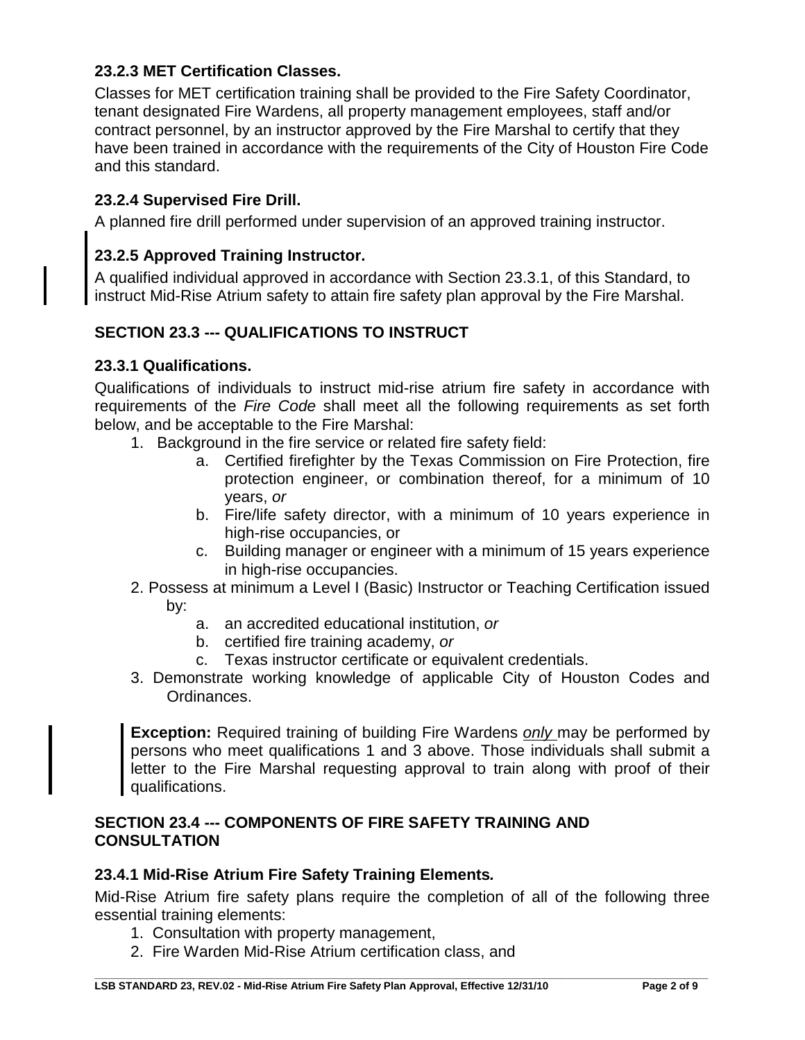### 23.2.3 MET Certification Classes.

Classes for MET certification training shall be provided to the Fire Safety Coordinator, tenant designated Fire Wardens, all property management employees, staff and/or contract personnel, by an instructor approved by the Fire Marshal to certify that they have been trained in accordance with the requirements of the City of Houston Fire Code and this standard.

### 23.2.4 Supervised Fire Drill.

A planned fire drill performed under supervision of an approved training instructor.

### 23.2.5 Approved Training Instructor.

A qualified individual approved in accordance with Section 23.3.1, of this Standard, to instruct Mid-Rise Atrium safety to attain fire safety plan approval by the Fire Marshal.

## SECTION 23.3 --- QUALIFICATIONS TO INSTRUCT

### 23.3.1 Qualifications.

Qualifications of individuals to instruct mid-rise atrium fire safety in accordance with requirements of the *Fire Code* shall meet all the following requirements as set forth below, and be acceptable to the Fire Marshal:

1. Background in the fire service or related fire safety field:
   a. Certified firefighter by the Texas Commission on Fire Protection, fire protection engineer, or combination thereof, for a minimum of 10 years, *or*
   b. Fire/life safety director, with a minimum of 10 years experience in high-rise occupancies, or
   c. Building manager or engineer with a minimum of 15 years experience in high-rise occupancies.
2. Possess at minimum a Level I (Basic) Instructor or Teaching Certification issued by:
   a. an accredited educational institution, *or*
   b. certified fire training academy, *or*
   c. Texas instructor certificate or equivalent credentials.
3. Demonstrate working knowledge of applicable City of Houston Codes and Ordinances.

**Exception:** Required training of building Fire Wardens *only* may be performed by persons who meet qualifications 1 and 3 above. Those individuals shall submit a letter to the Fire Marshal requesting approval to train along with proof of their qualifications.

## SECTION 23.4 --- COMPONENTS OF FIRE SAFETY TRAINING AND CONSULTATION

### 23.4.1 Mid-Rise Atrium Fire Safety Training Elements*.*

Mid-Rise Atrium fire safety plans require the completion of all of the following three essential training elements:

1. Consultation with property management,
2. Fire Warden Mid-Rise Atrium certification class, and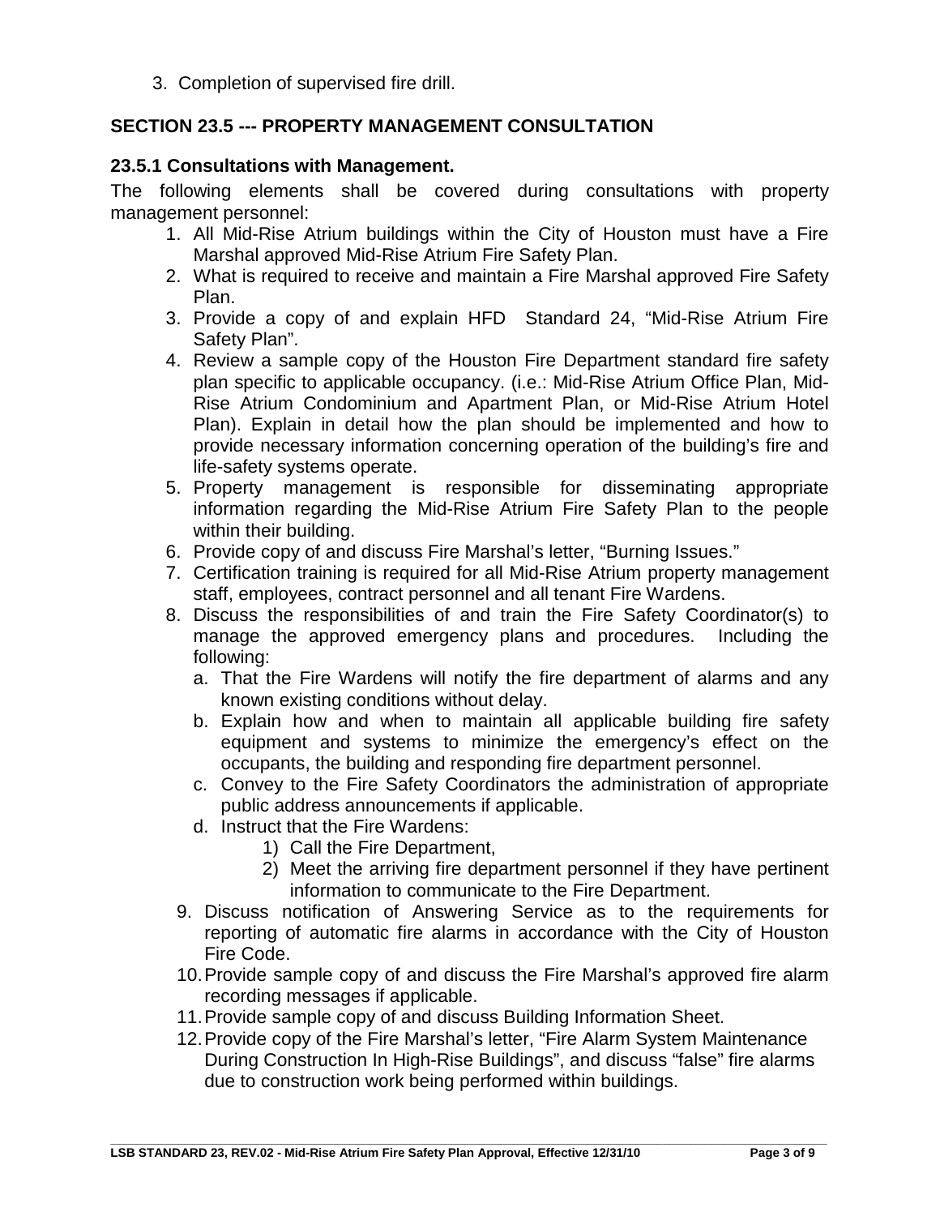3. Completion of supervised fire drill.

## SECTION 23.5 --- PROPERTY MANAGEMENT CONSULTATION

### 23.5.1 Consultations with Management.

The following elements shall be covered during consultations with property management personnel:

1. All Mid-Rise Atrium buildings within the City of Houston must have a Fire Marshal approved Mid-Rise Atrium Fire Safety Plan.
2. What is required to receive and maintain a Fire Marshal approved Fire Safety Plan.
3. Provide a copy of and explain HFD Standard 24, “Mid-Rise Atrium Fire Safety Plan”.
4. Review a sample copy of the Houston Fire Department standard fire safety plan specific to applicable occupancy. (i.e.: Mid-Rise Atrium Office Plan, Mid-Rise Atrium Condominium and Apartment Plan, or Mid-Rise Atrium Hotel Plan). Explain in detail how the plan should be implemented and how to provide necessary information concerning operation of the building’s fire and life-safety systems operate.
5. Property management is responsible for disseminating appropriate information regarding the Mid-Rise Atrium Fire Safety Plan to the people within their building.
6. Provide copy of and discuss Fire Marshal’s letter, “Burning Issues.”
7. Certification training is required for all Mid-Rise Atrium property management staff, employees, contract personnel and all tenant Fire Wardens.
8. Discuss the responsibilities of and train the Fire Safety Coordinator(s) to manage the approved emergency plans and procedures. Including the following:
   a. That the Fire Wardens will notify the fire department of alarms and any known existing conditions without delay.
   b. Explain how and when to maintain all applicable building fire safety equipment and systems to minimize the emergency’s effect on the occupants, the building and responding fire department personnel.
   c. Convey to the Fire Safety Coordinators the administration of appropriate public address announcements if applicable.
   d. Instruct that the Fire Wardens:
      1) Call the Fire Department,
      2) Meet the arriving fire department personnel if they have pertinent information to communicate to the Fire Department.
9. Discuss notification of Answering Service as to the requirements for reporting of automatic fire alarms in accordance with the City of Houston Fire Code.
10. Provide sample copy of and discuss the Fire Marshal’s approved fire alarm recording messages if applicable.
11. Provide sample copy of and discuss Building Information Sheet.
12. Provide copy of the Fire Marshal’s letter, “Fire Alarm System Maintenance During Construction In High-Rise Buildings”, and discuss “false” fire alarms due to construction work being performed within buildings.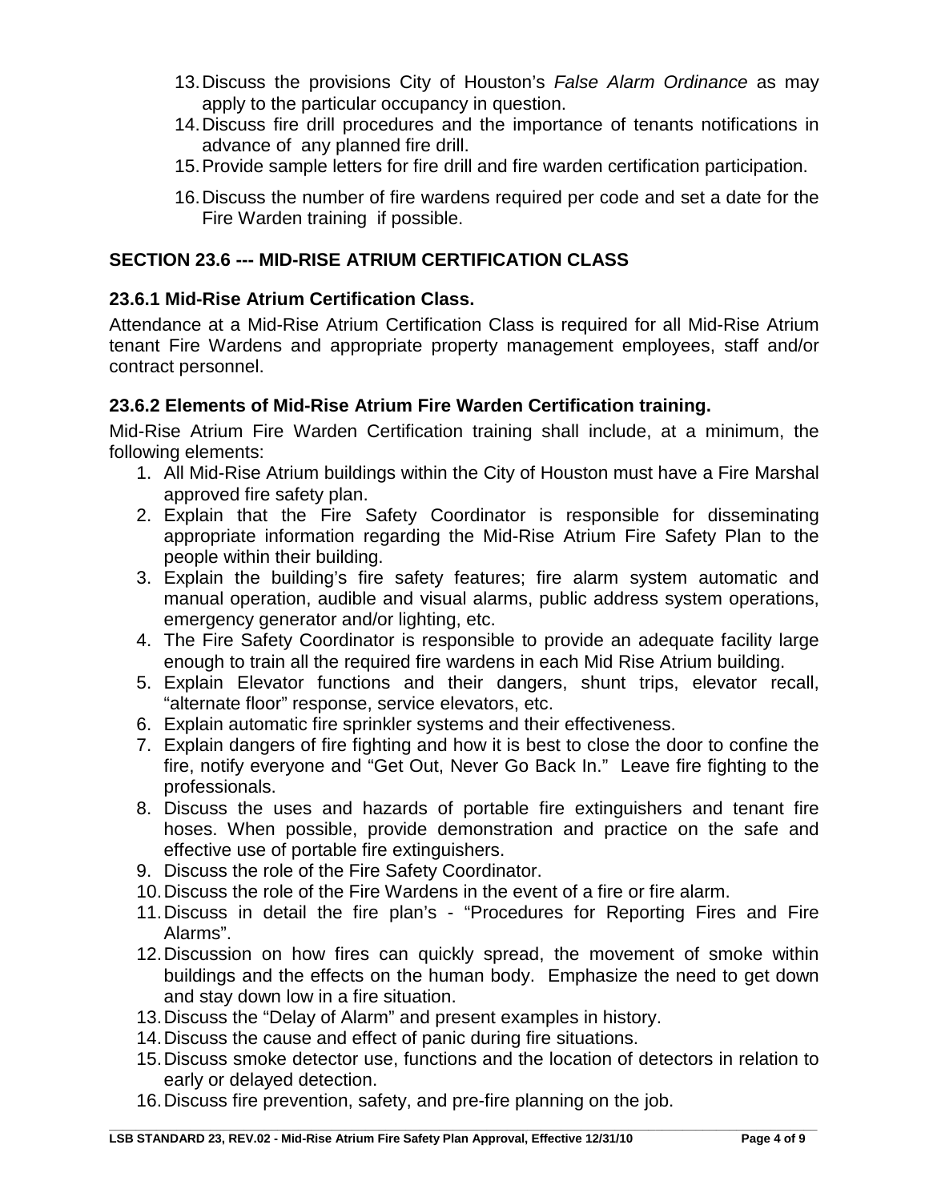13. Discuss the provisions City of Houston's *False Alarm Ordinance* as may apply to the particular occupancy in question.
14. Discuss fire drill procedures and the importance of tenants notifications in advance of any planned fire drill.
15. Provide sample letters for fire drill and fire warden certification participation.
16. Discuss the number of fire wardens required per code and set a date for the Fire Warden training if possible.

## SECTION 23.6 --- MID-RISE ATRIUM CERTIFICATION CLASS

### 23.6.1 Mid-Rise Atrium Certification Class.

Attendance at a Mid-Rise Atrium Certification Class is required for all Mid-Rise Atrium tenant Fire Wardens and appropriate property management employees, staff and/or contract personnel.

### 23.6.2 Elements of Mid-Rise Atrium Fire Warden Certification training.

Mid-Rise Atrium Fire Warden Certification training shall include, at a minimum, the following elements:

1. All Mid-Rise Atrium buildings within the City of Houston must have a Fire Marshal approved fire safety plan.
2. Explain that the Fire Safety Coordinator is responsible for disseminating appropriate information regarding the Mid-Rise Atrium Fire Safety Plan to the people within their building.
3. Explain the building's fire safety features; fire alarm system automatic and manual operation, audible and visual alarms, public address system operations, emergency generator and/or lighting, etc.
4. The Fire Safety Coordinator is responsible to provide an adequate facility large enough to train all the required fire wardens in each Mid Rise Atrium building.
5. Explain Elevator functions and their dangers, shunt trips, elevator recall, "alternate floor" response, service elevators, etc.
6. Explain automatic fire sprinkler systems and their effectiveness.
7. Explain dangers of fire fighting and how it is best to close the door to confine the fire, notify everyone and "Get Out, Never Go Back In." Leave fire fighting to the professionals.
8. Discuss the uses and hazards of portable fire extinguishers and tenant fire hoses. When possible, provide demonstration and practice on the safe and effective use of portable fire extinguishers.
9. Discuss the role of the Fire Safety Coordinator.
10. Discuss the role of the Fire Wardens in the event of a fire or fire alarm.
11. Discuss in detail the fire plan's - "Procedures for Reporting Fires and Fire Alarms".
12. Discussion on how fires can quickly spread, the movement of smoke within buildings and the effects on the human body. Emphasize the need to get down and stay down low in a fire situation.
13. Discuss the "Delay of Alarm" and present examples in history.
14. Discuss the cause and effect of panic during fire situations.
15. Discuss smoke detector use, functions and the location of detectors in relation to early or delayed detection.
16. Discuss fire prevention, safety, and pre-fire planning on the job.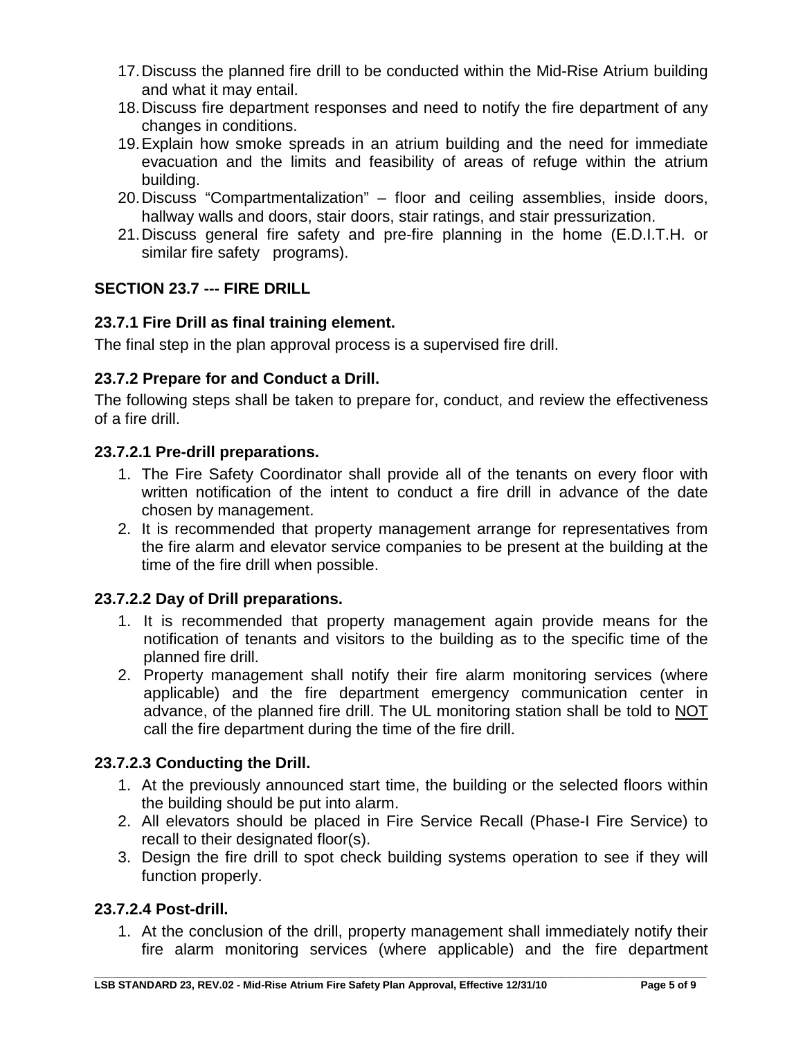17. Discuss the planned fire drill to be conducted within the Mid-Rise Atrium building and what it may entail.
18. Discuss fire department responses and need to notify the fire department of any changes in conditions.
19. Explain how smoke spreads in an atrium building and the need for immediate evacuation and the limits and feasibility of areas of refuge within the atrium building.
20. Discuss "Compartmentalization" – floor and ceiling assemblies, inside doors, hallway walls and doors, stair doors, stair ratings, and stair pressurization.
21. Discuss general fire safety and pre-fire planning in the home (E.D.I.T.H. or similar fire safety programs).

## SECTION 23.7 --- FIRE DRILL

### 23.7.1 Fire Drill as final training element.

The final step in the plan approval process is a supervised fire drill.

### 23.7.2 Prepare for and Conduct a Drill.

The following steps shall be taken to prepare for, conduct, and review the effectiveness of a fire drill.

#### 23.7.2.1 Pre-drill preparations.

1. The Fire Safety Coordinator shall provide all of the tenants on every floor with written notification of the intent to conduct a fire drill in advance of the date chosen by management.
2. It is recommended that property management arrange for representatives from the fire alarm and elevator service companies to be present at the building at the time of the fire drill when possible.

#### 23.7.2.2 Day of Drill preparations.

1. It is recommended that property management again provide means for the notification of tenants and visitors to the building as to the specific time of the planned fire drill.
2. Property management shall notify their fire alarm monitoring services (where applicable) and the fire department emergency communication center in advance, of the planned fire drill. The UL monitoring station shall be told to <u>NOT</u> call the fire department during the time of the fire drill.

#### 23.7.2.3 Conducting the Drill.

1. At the previously announced start time, the building or the selected floors within the building should be put into alarm.
2. All elevators should be placed in Fire Service Recall (Phase-I Fire Service) to recall to their designated floor(s).
3. Design the fire drill to spot check building systems operation to see if they will function properly.

#### 23.7.2.4 Post-drill.

1. At the conclusion of the drill, property management shall immediately notify their fire alarm monitoring services (where applicable) and the fire department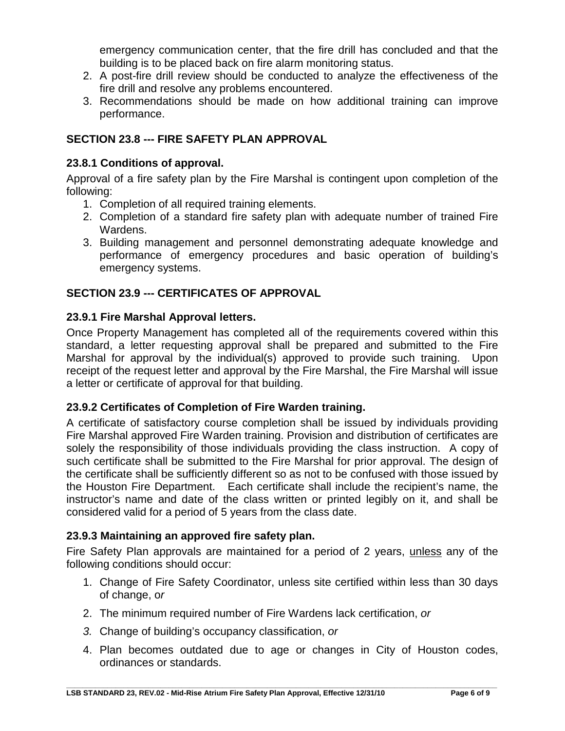emergency communication center, that the fire drill has concluded and that the building is to be placed back on fire alarm monitoring status.

2. A post-fire drill review should be conducted to analyze the effectiveness of the fire drill and resolve any problems encountered.
3. Recommendations should be made on how additional training can improve performance.

## SECTION 23.8 --- FIRE SAFETY PLAN APPROVAL

### 23.8.1 Conditions of approval.

Approval of a fire safety plan by the Fire Marshal is contingent upon completion of the following:

1. Completion of all required training elements.
2. Completion of a standard fire safety plan with adequate number of trained Fire Wardens.
3. Building management and personnel demonstrating adequate knowledge and performance of emergency procedures and basic operation of building's emergency systems.

## SECTION 23.9 --- CERTIFICATES OF APPROVAL

### 23.9.1 Fire Marshal Approval letters.

Once Property Management has completed all of the requirements covered within this standard, a letter requesting approval shall be prepared and submitted to the Fire Marshal for approval by the individual(s) approved to provide such training. Upon receipt of the request letter and approval by the Fire Marshal, the Fire Marshal will issue a letter or certificate of approval for that building.

### 23.9.2 Certificates of Completion of Fire Warden training.

A certificate of satisfactory course completion shall be issued by individuals providing Fire Marshal approved Fire Warden training. Provision and distribution of certificates are solely the responsibility of those individuals providing the class instruction. A copy of such certificate shall be submitted to the Fire Marshal for prior approval. The design of the certificate shall be sufficiently different so as not to be confused with those issued by the Houston Fire Department. Each certificate shall include the recipient's name, the instructor's name and date of the class written or printed legibly on it, and shall be considered valid for a period of 5 years from the class date.

### 23.9.3 Maintaining an approved fire safety plan.

Fire Safety Plan approvals are maintained for a period of 2 years, unless any of the following conditions should occur:

1. Change of Fire Safety Coordinator, unless site certified within less than 30 days of change, *or*
2. The minimum required number of Fire Wardens lack certification, *or*
3. Change of building's occupancy classification, *or*
4. Plan becomes outdated due to age or changes in City of Houston codes, ordinances or standards.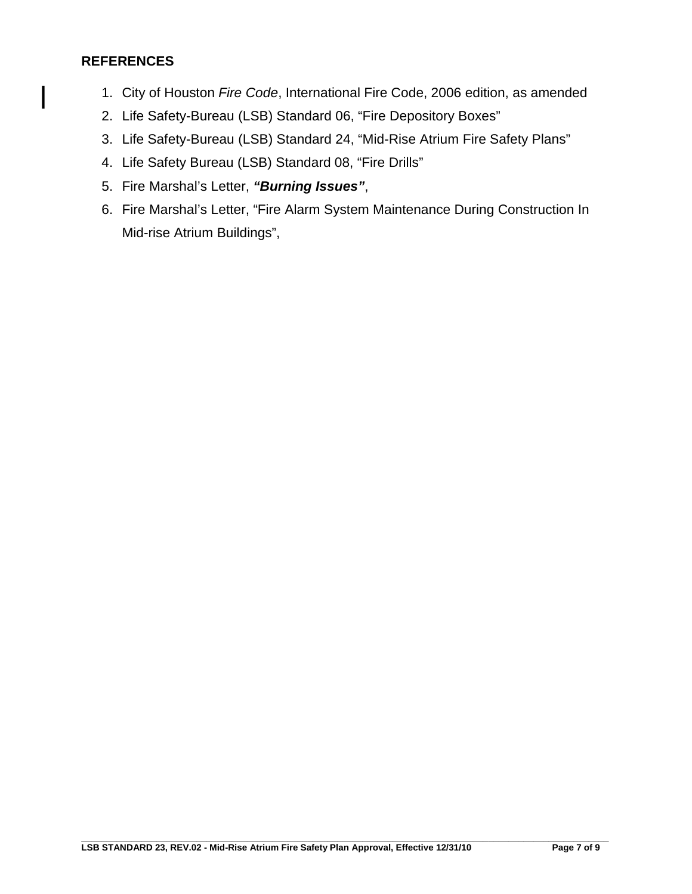## REFERENCES

1. City of Houston *Fire Code*, International Fire Code, 2006 edition, as amended
2. Life Safety-Bureau (LSB) Standard 06, “Fire Depository Boxes”
3. Life Safety-Bureau (LSB) Standard 24, “Mid-Rise Atrium Fire Safety Plans”
4. Life Safety Bureau (LSB) Standard 08, “Fire Drills”
5. Fire Marshal’s Letter, ***“Burning Issues”***,
6. Fire Marshal’s Letter, “Fire Alarm System Maintenance During Construction In Mid-rise Atrium Buildings”,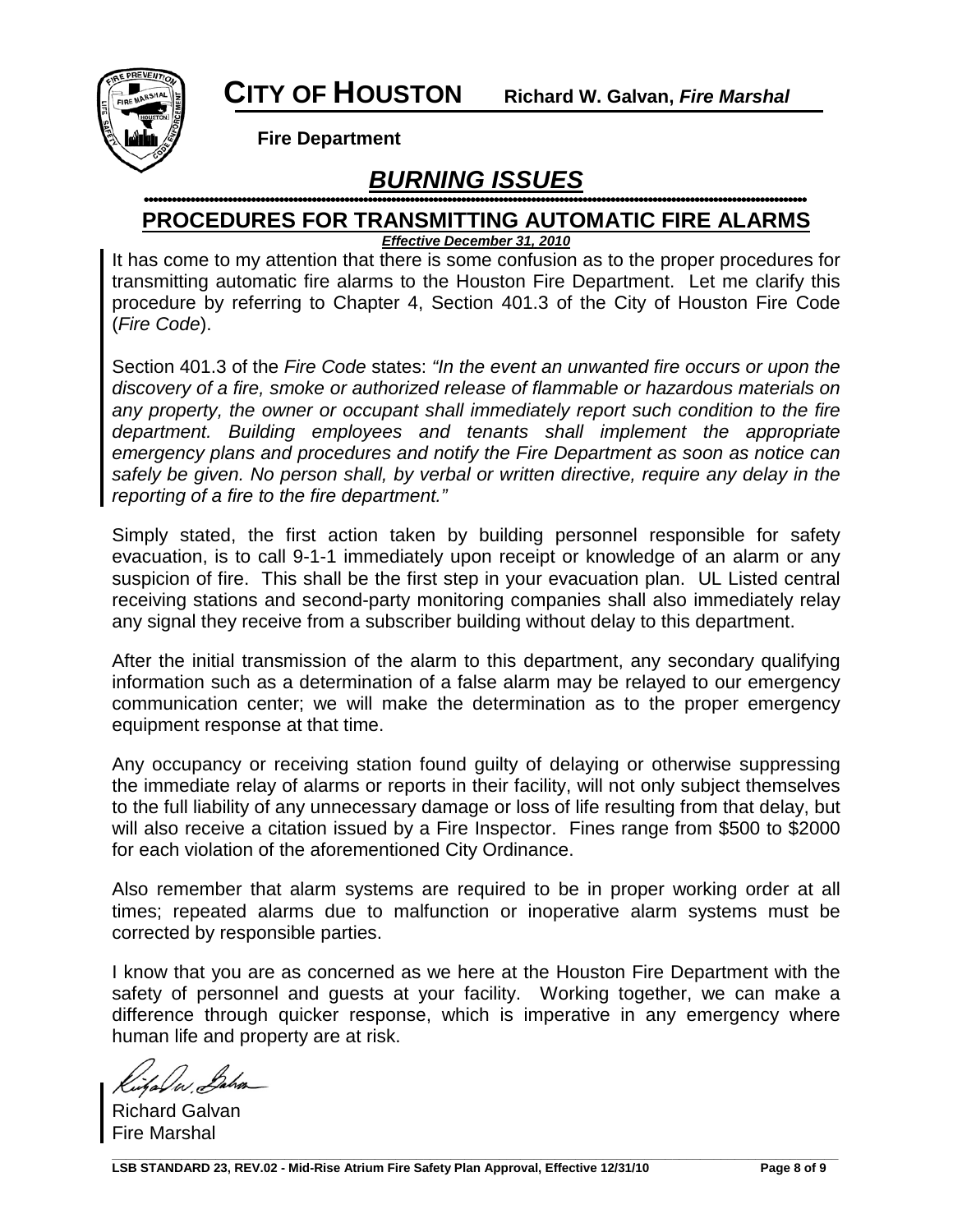**CITY OF HOUSTON** **Richard W. Galvan, *Fire Marshal***

**Fire Department**

# ***BURNING ISSUES***

## PROCEDURES FOR TRANSMITTING AUTOMATIC FIRE ALARMS

***Effective December 31, 2010***

It has come to my attention that there is some confusion as to the proper procedures for transmitting automatic fire alarms to the Houston Fire Department. Let me clarify this procedure by referring to Chapter 4, Section 401.3 of the City of Houston Fire Code (*Fire Code*).

Section 401.3 of the *Fire Code* states: *"In the event an unwanted fire occurs or upon the discovery of a fire, smoke or authorized release of flammable or hazardous materials on any property, the owner or occupant shall immediately report such condition to the fire department. Building employees and tenants shall implement the appropriate emergency plans and procedures and notify the Fire Department as soon as notice can safely be given. No person shall, by verbal or written directive, require any delay in the reporting of a fire to the fire department."*

Simply stated, the first action taken by building personnel responsible for safety evacuation, is to call 9-1-1 immediately upon receipt or knowledge of an alarm or any suspicion of fire. This shall be the first step in your evacuation plan. UL Listed central receiving stations and second-party monitoring companies shall also immediately relay any signal they receive from a subscriber building without delay to this department.

After the initial transmission of the alarm to this department, any secondary qualifying information such as a determination of a false alarm may be relayed to our emergency communication center; we will make the determination as to the proper emergency equipment response at that time.

Any occupancy or receiving station found guilty of delaying or otherwise suppressing the immediate relay of alarms or reports in their facility, will not only subject themselves to the full liability of any unnecessary damage or loss of life resulting from that delay, but will also receive a citation issued by a Fire Inspector. Fines range from $500 to $2000 for each violation of the aforementioned City Ordinance.

Also remember that alarm systems are required to be in proper working order at all times; repeated alarms due to malfunction or inoperative alarm systems must be corrected by responsible parties.

I know that you are as concerned as we here at the Houston Fire Department with the safety of personnel and guests at your facility. Working together, we can make a difference through quicker response, which is imperative in any emergency where human life and property are at risk.

Richard Galvan
Fire Marshal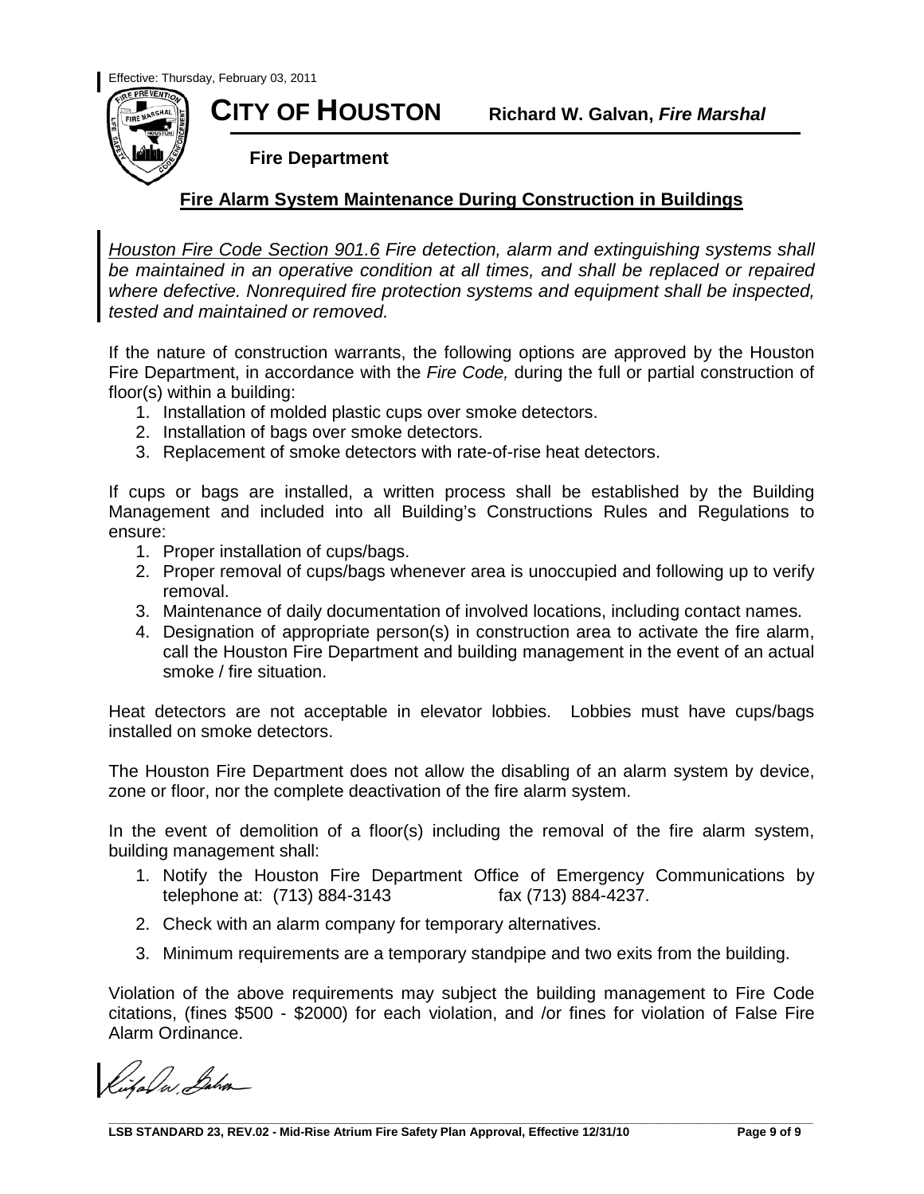Effective: Thursday, February 03, 2011

# CITY OF HOUSTON

**Richard W. Galvan, *Fire Marshal***

**Fire Department**

## Fire Alarm System Maintenance During Construction in Buildings

*Houston Fire Code Section 901.6 Fire detection, alarm and extinguishing systems shall be maintained in an operative condition at all times, and shall be replaced or repaired where defective. Nonrequired fire protection systems and equipment shall be inspected, tested and maintained or removed.*

If the nature of construction warrants, the following options are approved by the Houston Fire Department, in accordance with the *Fire Code,* during the full or partial construction of floor(s) within a building:

1. Installation of molded plastic cups over smoke detectors.
2. Installation of bags over smoke detectors.
3. Replacement of smoke detectors with rate-of-rise heat detectors.

If cups or bags are installed, a written process shall be established by the Building Management and included into all Building's Constructions Rules and Regulations to ensure:

1. Proper installation of cups/bags.
2. Proper removal of cups/bags whenever area is unoccupied and following up to verify removal.
3. Maintenance of daily documentation of involved locations, including contact names.
4. Designation of appropriate person(s) in construction area to activate the fire alarm, call the Houston Fire Department and building management in the event of an actual smoke / fire situation.

Heat detectors are not acceptable in elevator lobbies. Lobbies must have cups/bags installed on smoke detectors.

The Houston Fire Department does not allow the disabling of an alarm system by device, zone or floor, nor the complete deactivation of the fire alarm system.

In the event of demolition of a floor(s) including the removal of the fire alarm system, building management shall:

1. Notify the Houston Fire Department Office of Emergency Communications by telephone at: (713) 884-3143 fax (713) 884-4237.
2. Check with an alarm company for temporary alternatives.
3. Minimum requirements are a temporary standpipe and two exits from the building.

Violation of the above requirements may subject the building management to Fire Code citations, (fines $500 - $2000) for each violation, and /or fines for violation of False Fire Alarm Ordinance.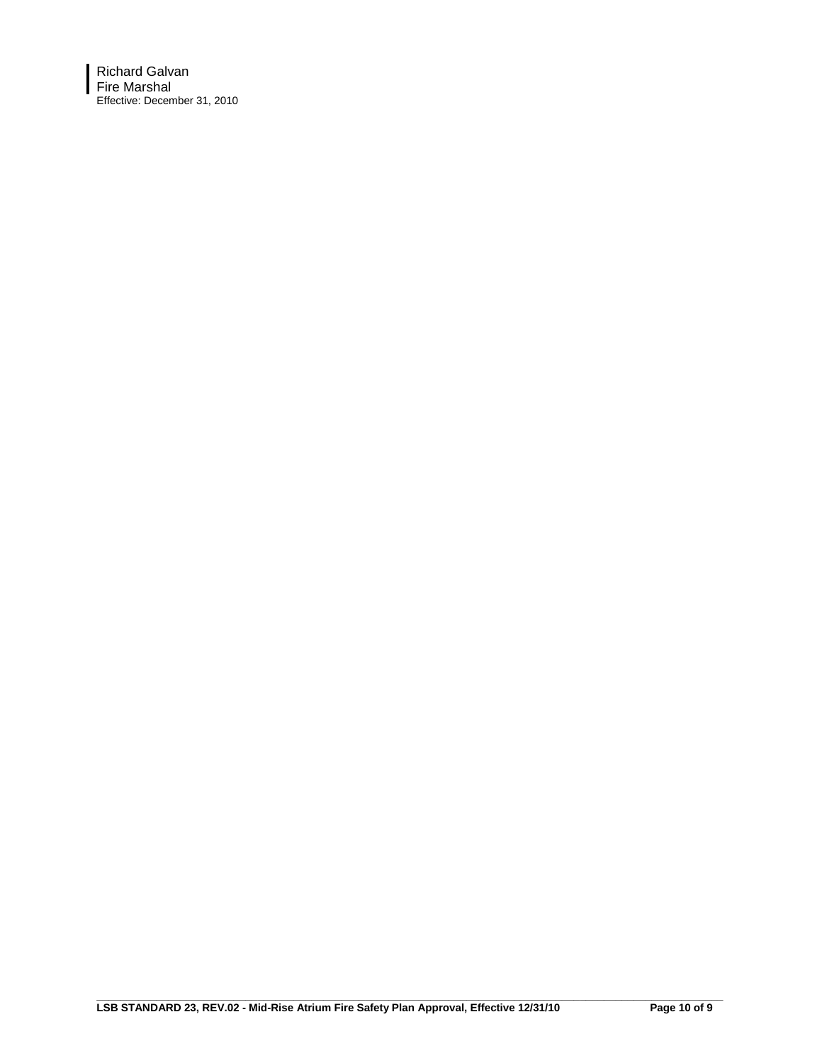Richard Galvan
Fire Marshal
Effective: December 31, 2010